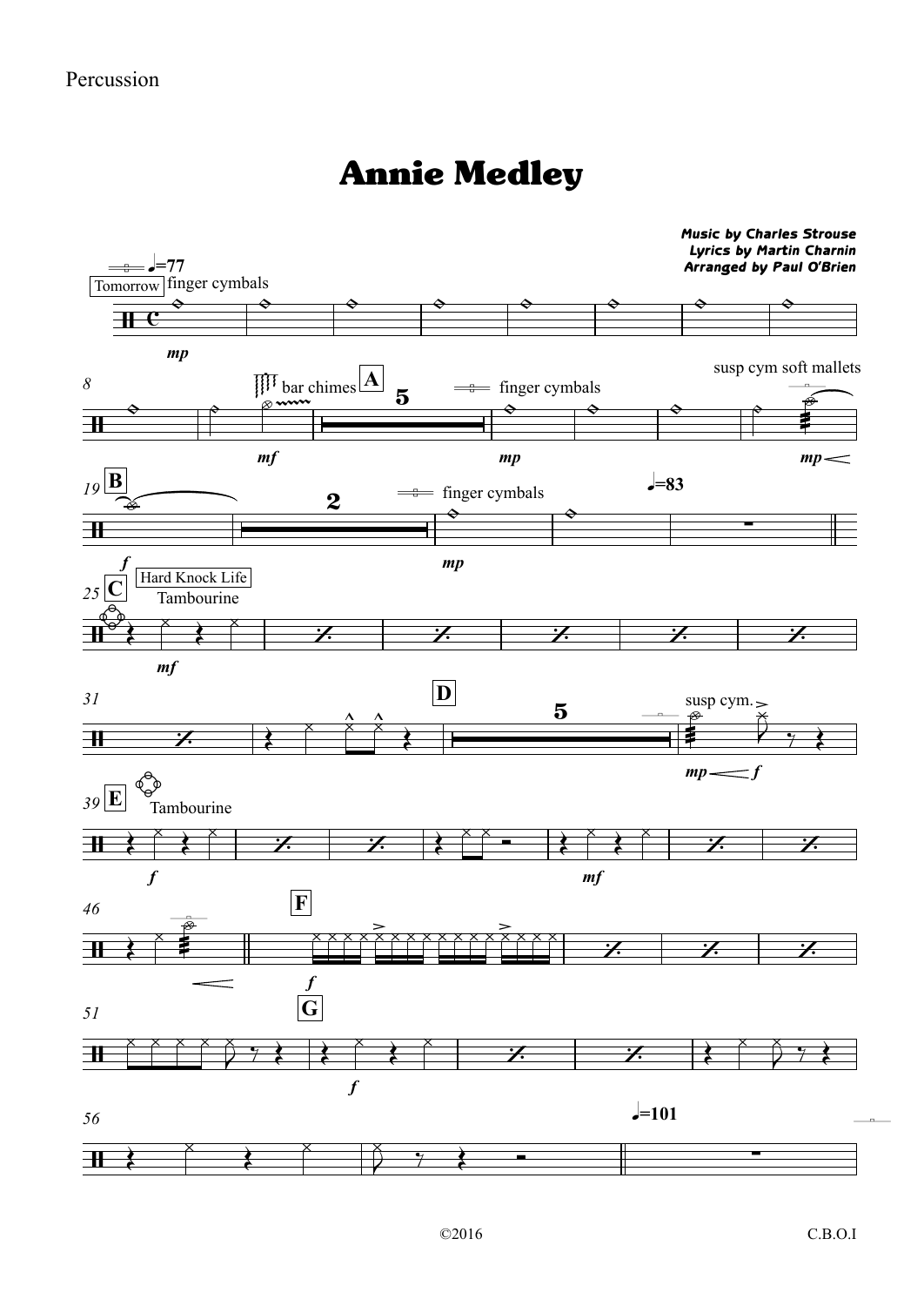Percussion

# Annie Medley

***Music by Charles Strouse***
***Lyrics by Martin Charnin***
***Arranged by Paul O'Brien***

©2016

C.B.O.I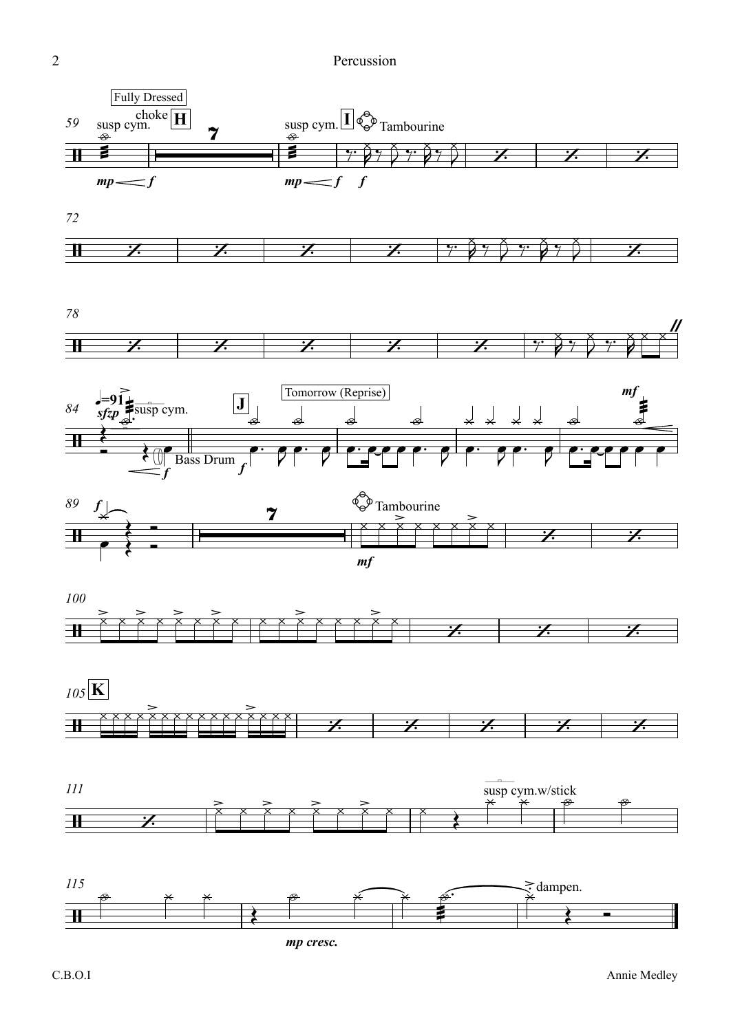Fully Dressed

59 susp cym. choke H 7 susp cym. I Tambourine

*mp* *f* *mp* *f* *f*

72

78

84 ♩=91 *sfzp* susp cym. Bass Drum *f* J Tomorrow (Reprise) *f* *mf*

89 *f* 7 Tambourine *mf*

100

105 K

111 susp cym.w/stick

115 *mp cresc.* dampen.